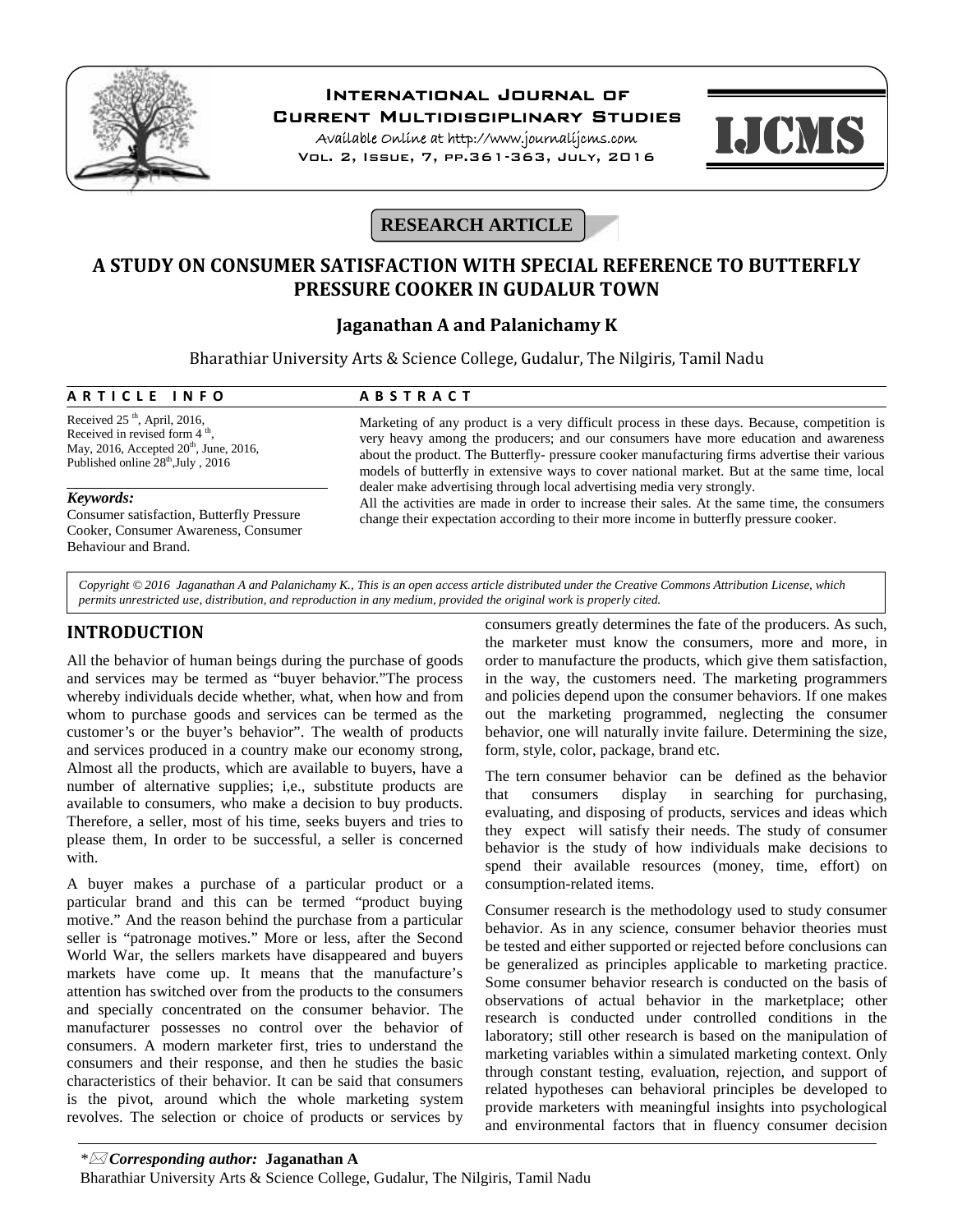RESEARCH ARTICLE

# A STUDY ON CONSUMER SATISFACTION WITH SPECIAL REFERENCE TO BUTTERFLY PRESSURE COOKER IN GUDALUR TOWN

**Jaganathan A and Palanichamy K**

Bharathiar University Arts & Science College, Gudalur, The Nilgiris, Tamil Nadu

**ARTICLE INFO**

Received 25 th, April, 2016, Received in revised form 4 th, May, 2016, Accepted 20th, June, 2016, Published online 28th,July , 2016

***Keywords:***

Consumer satisfaction, Butterfly Pressure Cooker, Consumer Awareness, Consumer Behaviour and Brand.

**ABSTRACT**

Marketing of any product is a very difficult process in these days. Because, competition is very heavy among the producers; and our consumers have more education and awareness about the product. The Butterfly- pressure cooker manufacturing firms advertise their various models of butterfly in extensive ways to cover national market. But at the same time, local dealer make advertising through local advertising media very strongly.

All the activities are made in order to increase their sales. At the same time, the consumers change their expectation according to their more income in butterfly pressure cooker.

*Copyright © 2016 Jaganathan A and Palanichamy K., This is an open access article distributed under the Creative Commons Attribution License, which permits unrestricted use, distribution, and reproduction in any medium, provided the original work is properly cited.*

## INTRODUCTION

All the behavior of human beings during the purchase of goods and services may be termed as "buyer behavior."The process whereby individuals decide whether, what, when how and from whom to purchase goods and services can be termed as the customer's or the buyer's behavior". The wealth of products and services produced in a country make our economy strong, Almost all the products, which are available to buyers, have a number of alternative supplies; i,e., substitute products are available to consumers, who make a decision to buy products. Therefore, a seller, most of his time, seeks buyers and tries to please them, In order to be successful, a seller is concerned with.

A buyer makes a purchase of a particular product or a particular brand and this can be termed "product buying motive." And the reason behind the purchase from a particular seller is "patronage motives." More or less, after the Second World War, the sellers markets have disappeared and buyers markets have come up. It means that the manufacture's attention has switched over from the products to the consumers and specially concentrated on the consumer behavior. The manufacturer possesses no control over the behavior of consumers. A modern marketer first, tries to understand the consumers and their response, and then he studies the basic characteristics of their behavior. It can be said that consumers is the pivot, around which the whole marketing system revolves. The selection or choice of products or services by consumers greatly determines the fate of the producers. As such, the marketer must know the consumers, more and more, in order to manufacture the products, which give them satisfaction, in the way, the customers need. The marketing programmers and policies depend upon the consumer behaviors. If one makes out the marketing programmed, neglecting the consumer behavior, one will naturally invite failure. Determining the size, form, style, color, package, brand etc.

The tern consumer behavior can be defined as the behavior that consumers display in searching for purchasing, evaluating, and disposing of products, services and ideas which they expect will satisfy their needs. The study of consumer behavior is the study of how individuals make decisions to spend their available resources (money, time, effort) on consumption-related items.

Consumer research is the methodology used to study consumer behavior. As in any science, consumer behavior theories must be tested and either supported or rejected before conclusions can be generalized as principles applicable to marketing practice. Some consumer behavior research is conducted on the basis of observations of actual behavior in the marketplace; other research is conducted under controlled conditions in the laboratory; still other research is based on the manipulation of marketing variables within a simulated marketing context. Only through constant testing, evaluation, rejection, and support of related hypotheses can behavioral principles be developed to provide marketers with meaningful insights into psychological and environmental factors that in fluency consumer decision

\* ***Corresponding author:*** **Jaganathan A**

Bharathiar University Arts & Science College, Gudalur, The Nilgiris, Tamil Nadu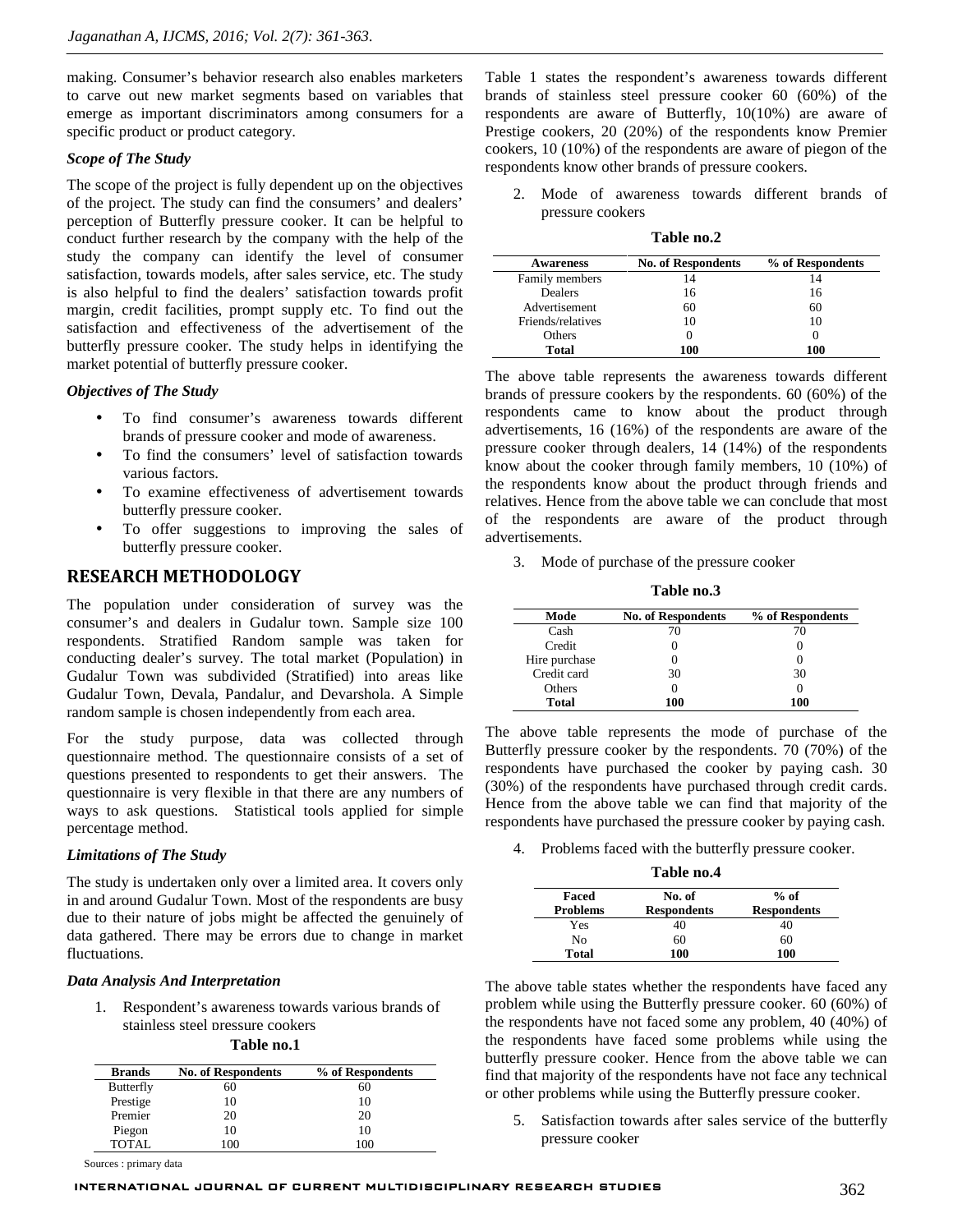making. Consumer's behavior research also enables marketers to carve out new market segments based on variables that emerge as important discriminators among consumers for a specific product or product category.

### *Scope of The Study*

The scope of the project is fully dependent up on the objectives of the project. The study can find the consumers' and dealers' perception of Butterfly pressure cooker. It can be helpful to conduct further research by the company with the help of the study the company can identify the level of consumer satisfaction, towards models, after sales service, etc. The study is also helpful to find the dealers' satisfaction towards profit margin, credit facilities, prompt supply etc. To find out the satisfaction and effectiveness of the advertisement of the butterfly pressure cooker. The study helps in identifying the market potential of butterfly pressure cooker.

### *Objectives of The Study*

- To find consumer's awareness towards different brands of pressure cooker and mode of awareness.
- To find the consumers' level of satisfaction towards various factors.
- To examine effectiveness of advertisement towards butterfly pressure cooker.
- To offer suggestions to improving the sales of butterfly pressure cooker.

## RESEARCH METHODOLOGY

The population under consideration of survey was the consumer's and dealers in Gudalur town. Sample size 100 respondents. Stratified Random sample was taken for conducting dealer's survey. The total market (Population) in Gudalur Town was subdivided (Stratified) into areas like Gudalur Town, Devala, Pandalur, and Devarshola. A Simple random sample is chosen independently from each area.

For the study purpose, data was collected through questionnaire method. The questionnaire consists of a set of questions presented to respondents to get their answers. The questionnaire is very flexible in that there are any numbers of ways to ask questions. Statistical tools applied for simple percentage method.

### *Limitations of The Study*

The study is undertaken only over a limited area. It covers only in and around Gudalur Town. Most of the respondents are busy due to their nature of jobs might be affected the genuinely of data gathered. There may be errors due to change in market fluctuations.

### *Data Analysis And Interpretation*

1. Respondent's awareness towards various brands of stainless steel pressure cookers

**Table no.1**

| Brands | No. of Respondents | % of Respondents |
|---|---|---|
| Butterfly | 60 | 60 |
| Prestige | 10 | 10 |
| Premier | 20 | 20 |
| Piegon | 10 | 10 |
| TOTAL | 100 | 100 |

Sources : primary data

Table 1 states the respondent's awareness towards different brands of stainless steel pressure cooker 60 (60%) of the respondents are aware of Butterfly, 10(10%) are aware of Prestige cookers, 20 (20%) of the respondents know Premier cookers, 10 (10%) of the respondents are aware of piegon of the respondents know other brands of pressure cookers.

2. Mode of awareness towards different brands of pressure cookers

**Table no.2**

| Awareness | No. of Respondents | % of Respondents |
|---|---|---|
| Family members | 14 | 14 |
| Dealers | 16 | 16 |
| Advertisement | 60 | 60 |
| Friends/relatives | 10 | 10 |
| Others | 0 | 0 |
| **Total** | **100** | **100** |

The above table represents the awareness towards different brands of pressure cookers by the respondents. 60 (60%) of the respondents came to know about the product through advertisements, 16 (16%) of the respondents are aware of the pressure cooker through dealers, 14 (14%) of the respondents know about the cooker through family members, 10 (10%) of the respondents know about the product through friends and relatives. Hence from the above table we can conclude that most of the respondents are aware of the product through advertisements.

3. Mode of purchase of the pressure cooker

**Table no.3**

| Mode | No. of Respondents | % of Respondents |
|---|---|---|
| Cash | 70 | 70 |
| Credit | 0 | 0 |
| Hire purchase | 0 | 0 |
| Credit card | 30 | 30 |
| Others | 0 | 0 |
| **Total** | **100** | **100** |

The above table represents the mode of purchase of the Butterfly pressure cooker by the respondents. 70 (70%) of the respondents have purchased the cooker by paying cash. 30 (30%) of the respondents have purchased through credit cards. Hence from the above table we can find that majority of the respondents have purchased the pressure cooker by paying cash.

4. Problems faced with the butterfly pressure cooker.

**Table no.4**

| Faced Problems | No. of Respondents | % of Respondents |
|---|---|---|
| Yes | 40 | 40 |
| No | 60 | 60 |
| **Total** | **100** | **100** |

The above table states whether the respondents have faced any problem while using the Butterfly pressure cooker. 60 (60%) of the respondents have not faced some any problem, 40 (40%) of the respondents have faced some problems while using the butterfly pressure cooker. Hence from the above table we can find that majority of the respondents have not face any technical or other problems while using the Butterfly pressure cooker.

5. Satisfaction towards after sales service of the butterfly pressure cooker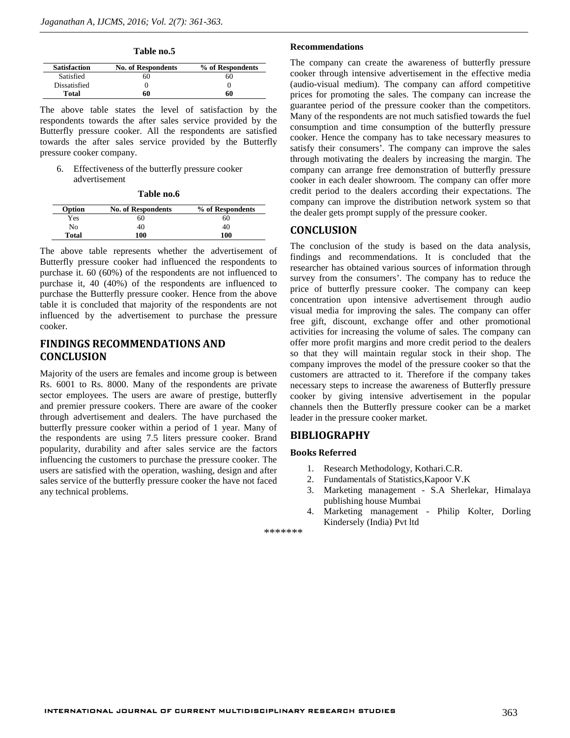**Table no.5**

| Satisfaction | No. of Respondents | % of Respondents |
|---|---|---|
| Satisfied | 60 | 60 |
| Dissatisfied | 0 | 0 |
| **Total** | **60** | **60** |

The above table states the level of satisfaction by the respondents towards the after sales service provided by the Butterfly pressure cooker. All the respondents are satisfied towards the after sales service provided by the Butterfly pressure cooker company.

6. Effectiveness of the butterfly pressure cooker advertisement

**Table no.6**

| Option | No. of Respondents | % of Respondents |
|---|---|---|
| Yes | 60 | 60 |
| No | 40 | 40 |
| **Total** | **100** | **100** |

The above table represents whether the advertisement of Butterfly pressure cooker had influenced the respondents to purchase it. 60 (60%) of the respondents are not influenced to purchase it, 40 (40%) of the respondents are influenced to purchase the Butterfly pressure cooker. Hence from the above table it is concluded that majority of the respondents are not influenced by the advertisement to purchase the pressure cooker.

## FINDINGS RECOMMENDATIONS AND CONCLUSION

Majority of the users are females and income group is between Rs. 6001 to Rs. 8000. Many of the respondents are private sector employees. The users are aware of prestige, butterfly and premier pressure cookers. There are aware of the cooker through advertisement and dealers. The have purchased the butterfly pressure cooker within a period of 1 year. Many of the respondents are using 7.5 liters pressure cooker. Brand popularity, durability and after sales service are the factors influencing the customers to purchase the pressure cooker. The users are satisfied with the operation, washing, design and after sales service of the butterfly pressure cooker the have not faced any technical problems.

**Recommendations**

The company can create the awareness of butterfly pressure cooker through intensive advertisement in the effective media (audio-visual medium). The company can afford competitive prices for promoting the sales. The company can increase the guarantee period of the pressure cooker than the competitors. Many of the respondents are not much satisfied towards the fuel consumption and time consumption of the butterfly pressure cooker. Hence the company has to take necessary measures to satisfy their consumers'. The company can improve the sales through motivating the dealers by increasing the margin. The company can arrange free demonstration of butterfly pressure cooker in each dealer showroom. The company can offer more credit period to the dealers according their expectations. The company can improve the distribution network system so that the dealer gets prompt supply of the pressure cooker.

## CONCLUSION

The conclusion of the study is based on the data analysis, findings and recommendations. It is concluded that the researcher has obtained various sources of information through survey from the consumers'. The company has to reduce the price of butterfly pressure cooker. The company can keep concentration upon intensive advertisement through audio visual media for improving the sales. The company can offer free gift, discount, exchange offer and other promotional activities for increasing the volume of sales. The company can offer more profit margins and more credit period to the dealers so that they will maintain regular stock in their shop. The company improves the model of the pressure cooker so that the customers are attracted to it. Therefore if the company takes necessary steps to increase the awareness of Butterfly pressure cooker by giving intensive advertisement in the popular channels then the Butterfly pressure cooker can be a market leader in the pressure cooker market.

## BIBLIOGRAPHY

### Books Referred

1. Research Methodology, Kothari.C.R.
2. Fundamentals of Statistics,Kapoor V.K
3. Marketing management - S.A Sherlekar, Himalaya publishing house Mumbai
4. Marketing management - Philip Kolter, Dorling Kindersely (India) Pvt ltd

*******